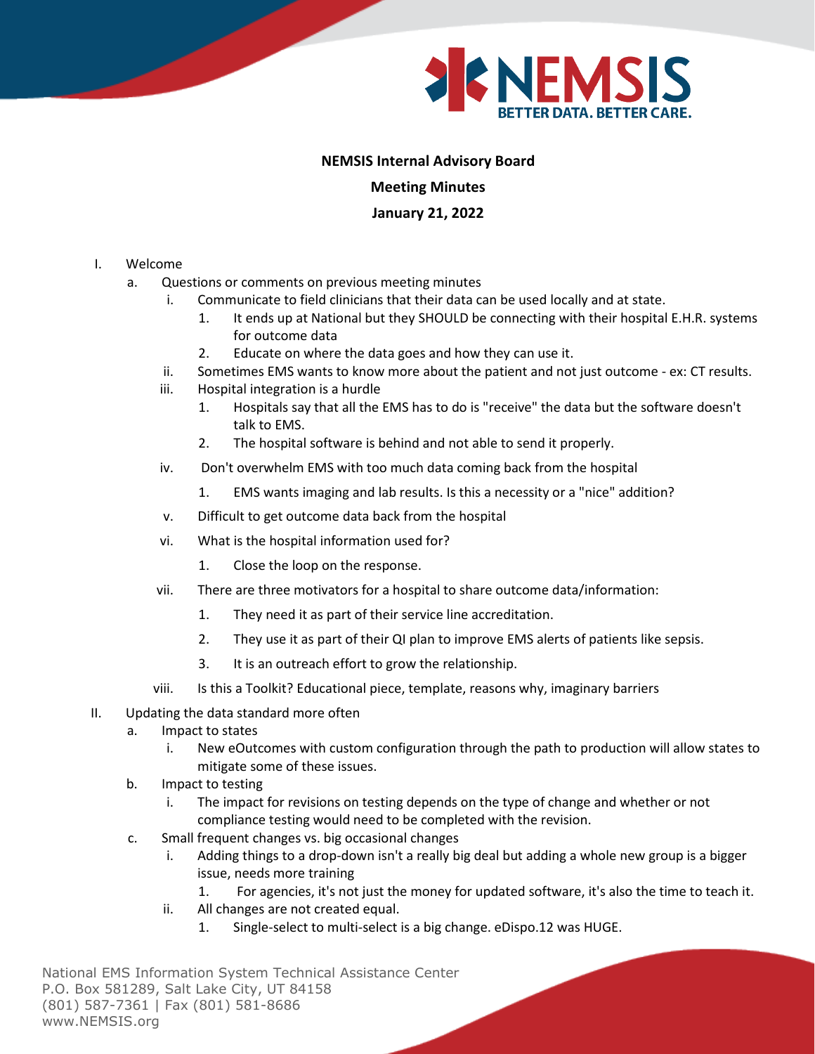**NEMSIS Internal Advisory Board**

**Meeting Minutes**

**January 21, 2022**

I. Welcome
   a. Questions or comments on previous meeting minutes
      i. Communicate to field clinicians that their data can be used locally and at state.
         1. It ends up at National but they SHOULD be connecting with their hospital E.H.R. systems for outcome data
         2. Educate on where the data goes and how they can use it.
      ii. Sometimes EMS wants to know more about the patient and not just outcome - ex: CT results.
      iii. Hospital integration is a hurdle
         1. Hospitals say that all the EMS has to do is "receive" the data but the software doesn't talk to EMS.
         2. The hospital software is behind and not able to send it properly.
      iv. Don't overwhelm EMS with too much data coming back from the hospital
         1. EMS wants imaging and lab results. Is this a necessity or a "nice" addition?
      v. Difficult to get outcome data back from the hospital
      vi. What is the hospital information used for?
         1. Close the loop on the response.
      vii. There are three motivators for a hospital to share outcome data/information:
         1. They need it as part of their service line accreditation.
         2. They use it as part of their QI plan to improve EMS alerts of patients like sepsis.
         3. It is an outreach effort to grow the relationship.
      viii. Is this a Toolkit? Educational piece, template, reasons why, imaginary barriers

II. Updating the data standard more often
   a. Impact to states
      i. New eOutcomes with custom configuration through the path to production will allow states to mitigate some of these issues.
   b. Impact to testing
      i. The impact for revisions on testing depends on the type of change and whether or not compliance testing would need to be completed with the revision.
   c. Small frequent changes vs. big occasional changes
      i. Adding things to a drop-down isn't a really big deal but adding a whole new group is a bigger issue, needs more training
         1. For agencies, it's not just the money for updated software, it's also the time to teach it.
      ii. All changes are not created equal.
         1. Single-select to multi-select is a big change. eDispo.12 was HUGE.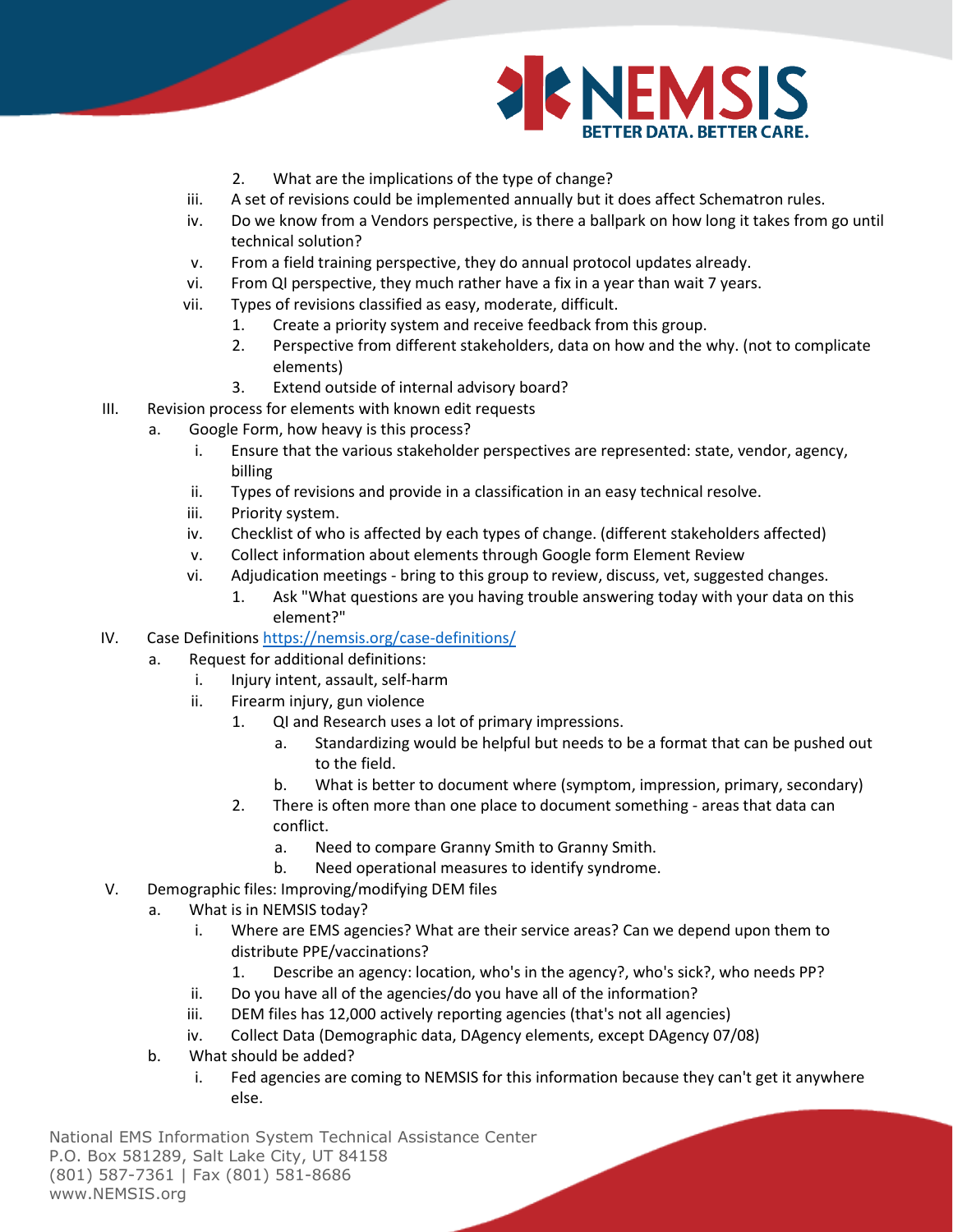2. What are the implications of the type of change?

iii. A set of revisions could be implemented annually but it does affect Schematron rules.

iv. Do we know from a Vendors perspective, is there a ballpark on how long it takes from go until technical solution?

v. From a field training perspective, they do annual protocol updates already.

vi. From QI perspective, they much rather have a fix in a year than wait 7 years.

vii. Types of revisions classified as easy, moderate, difficult.

1. Create a priority system and receive feedback from this group.
2. Perspective from different stakeholders, data on how and the why. (not to complicate elements)
3. Extend outside of internal advisory board?

III. Revision process for elements with known edit requests

a. Google Form, how heavy is this process?

i. Ensure that the various stakeholder perspectives are represented: state, vendor, agency, billing

ii. Types of revisions and provide in a classification in an easy technical resolve.

iii. Priority system.

iv. Checklist of who is affected by each types of change. (different stakeholders affected)

v. Collect information about elements through Google form Element Review

vi. Adjudication meetings - bring to this group to review, discuss, vet, suggested changes.

1. Ask "What questions are you having trouble answering today with your data on this element?"

IV. Case Definitions https://nemsis.org/case-definitions/

a. Request for additional definitions:

i. Injury intent, assault, self-harm

ii. Firearm injury, gun violence

1. QI and Research uses a lot of primary impressions.
   a. Standardizing would be helpful but needs to be a format that can be pushed out to the field.
   b. What is better to document where (symptom, impression, primary, secondary)
2. There is often more than one place to document something - areas that data can conflict.
   a. Need to compare Granny Smith to Granny Smith.
   b. Need operational measures to identify syndrome.

V. Demographic files: Improving/modifying DEM files

a. What is in NEMSIS today?

i. Where are EMS agencies? What are their service areas? Can we depend upon them to distribute PPE/vaccinations?

1. Describe an agency: location, who's in the agency?, who's sick?, who needs PP?

ii. Do you have all of the agencies/do you have all of the information?

iii. DEM files has 12,000 actively reporting agencies (that's not all agencies)

iv. Collect Data (Demographic data, DAgency elements, except DAgency 07/08)

b. What should be added?

i. Fed agencies are coming to NEMSIS for this information because they can't get it anywhere else.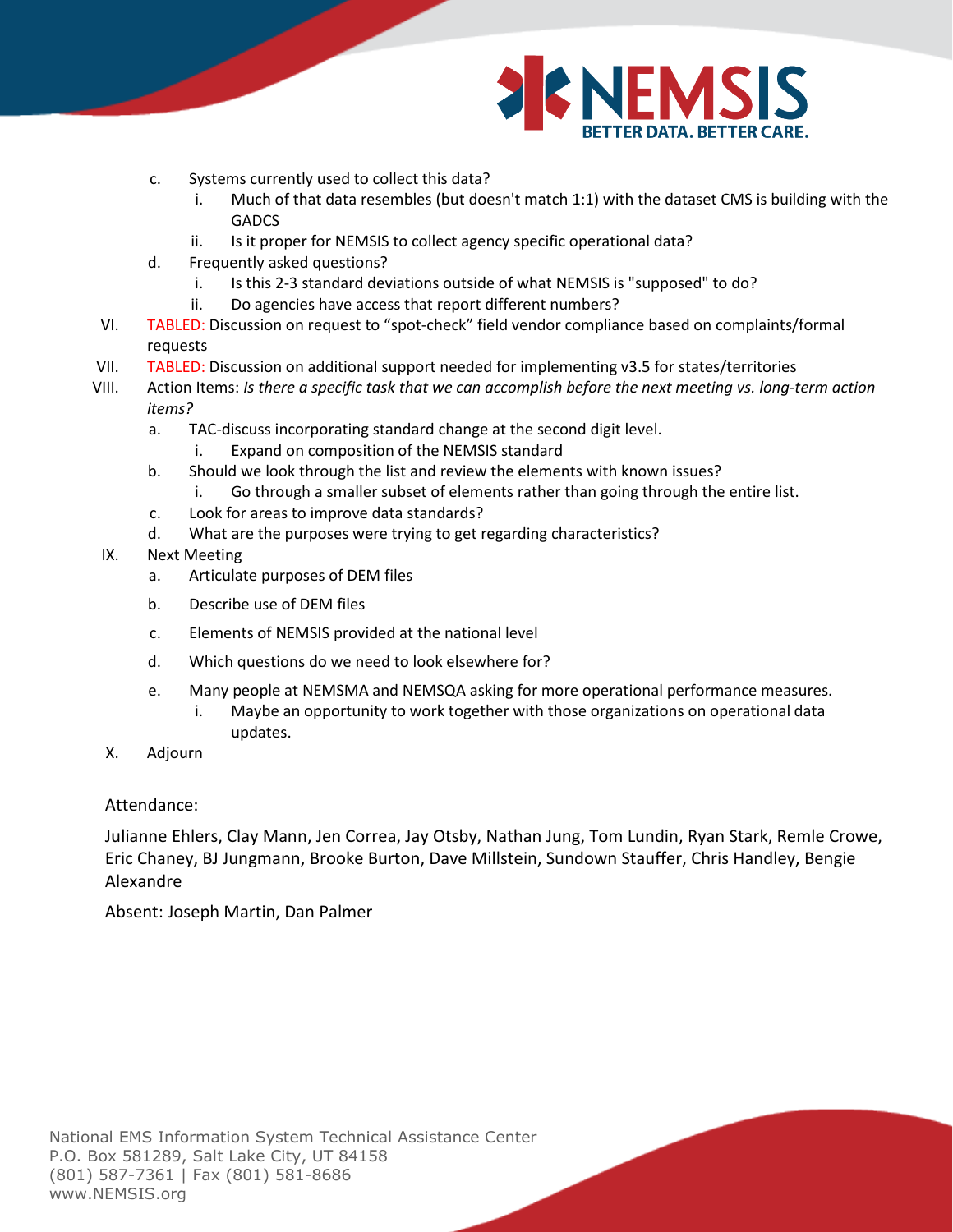c. Systems currently used to collect this data?
      i. Much of that data resembles (but doesn't match 1:1) with the dataset CMS is building with the GADCS
      ii. Is it proper for NEMSIS to collect agency specific operational data?
   d. Frequently asked questions?
      i. Is this 2-3 standard deviations outside of what NEMSIS is "supposed" to do?
      ii. Do agencies have access that report different numbers?

VI. TABLED: Discussion on request to "spot-check" field vendor compliance based on complaints/formal requests

VII. TABLED: Discussion on additional support needed for implementing v3.5 for states/territories

VIII. Action Items: *Is there a specific task that we can accomplish before the next meeting vs. long-term action items?*
   a. TAC-discuss incorporating standard change at the second digit level.
      i. Expand on composition of the NEMSIS standard
   b. Should we look through the list and review the elements with known issues?
      i. Go through a smaller subset of elements rather than going through the entire list.
   c. Look for areas to improve data standards?
   d. What are the purposes were trying to get regarding characteristics?

IX. Next Meeting
   a. Articulate purposes of DEM files
   b. Describe use of DEM files
   c. Elements of NEMSIS provided at the national level
   d. Which questions do we need to look elsewhere for?
   e. Many people at NEMSMA and NEMSQA asking for more operational performance measures.
      i. Maybe an opportunity to work together with those organizations on operational data updates.

X. Adjourn

Attendance:

Julianne Ehlers, Clay Mann, Jen Correa, Jay Otsby, Nathan Jung, Tom Lundin, Ryan Stark, Remle Crowe, Eric Chaney, BJ Jungmann, Brooke Burton, Dave Millstein, Sundown Stauffer, Chris Handley, Bengie Alexandre

Absent: Joseph Martin, Dan Palmer